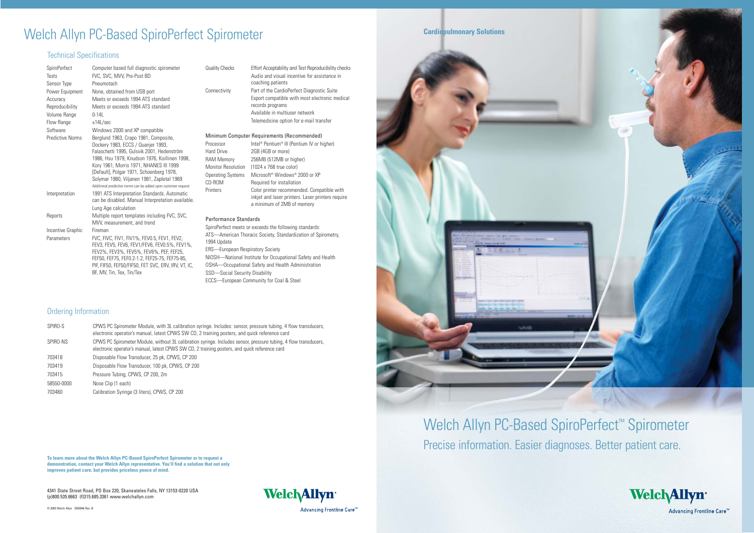# Welch Allyn PC-Based SpiroPerfect Spirometer

## Technical Specifications

| | |
|---|---|
| SpiroPerfect | Computer based full diagnostic spirometer |
| Tests | FVC, SVC, MVV, Pre-Post BD |
| Sensor Type | Pneumotach |
| Power Equipment | None, obtained from USB port |
| Accuracy | Meets or exceeds 1994 ATS standard |
| Reproducibility | Meets or exceeds 1994 ATS standard |
| Volume Range | 0-14L |
| Flow Range | ±14L/sec |
| Software | Windows 2000 and XP compatible |
| Predictive Norms | Berglund 1963, Crapo 1981, Composite, Dockery 1983, ECCS / Quanjer 1993, Falaschetti 1995, Gulsvik 2001, Hedenström 1986, Hsu 1979, Knudson 1976, Koillinen 1998, Kory 1961, Morris 1971, NHANES III 1999 [Default], Polgar 1971, Schoenberg 1978, Solymar 1980, Viljanen 1981, Zapletal 1969. Additional predictive norms can be added upon customer request |
| Interpretation | 1991 ATS Interpretation Standards. Automatic can be disabled. Manual Interpretation available. Lung Age calculation |
| Reports | Multiple report templates including FVC, SVC, MVV, measurement, and trend |
| Incentive Graphic | Fireman |
| Parameters | FVC, FIVC, FIV1, FIV1%, FEV0.5, FEV1, FEV2, FEV3, FEV5, FEV6, FEV1/FEV6, FEV0.5%, FEV1%, FEV2%, FEV3%, FEV5%, FEV6%, PEF, FEF25, FEF50, FEF75, FEF0.2-1.2, FEF25-75, FEF75-85, PIF, FIF50, FEF50/FIF50, FET SVC, ERV, IRV, VT, IC, BF, MV, Tin, Tex, Tin/Tex |
| Quality Checks | Effort Acceptability and Test Reproducibility checks. Audio and visual incentive for assistance in coaching patients |
| Connectivity | Part of the CardioPerfect Diagnostic Suite. Export compatible with most electronic medical records programs. Available in multiuser network. Telemedicine option for e-mail transfer |

### Minimum Computer Requirements (Recommended)

| | |
|---|---|
| Processor | Intel® Pentium® III (Pentium IV or higher) |
| Hard Drive | 2GB (4GB or more) |
| RAM Memory | 256MB (512MB or higher) |
| Monitor Resolution | (1024 x 768 true color) |
| Operating Systems | Microsoft® Windows® 2000 or XP |
| CD-ROM | Required for installation |
| Printers | Color printer recommended. Compatible with inkjet and laser printers. Laser printers require a minimum of 2MB of memory |

### Performance Standards

SpiroPerfect meets or exceeds the following standards:

ATS—American Thoracic Society, Standardization of Spirometry, 1994 Update

ERS—European Respiratory Society

NIOSH—National Institute for Occupational Safety and Health

OSHA—Occupational Safety and Health Administration

SSD—Social Security Disability

ECCS—European Community for Coal & Steel

## Ordering Information

| | |
|---|---|
| SPIRO-S | CPWS PC Spirometer Module, with 3L calibration syringe. Includes: sensor, pressure tubing, 4 flow transducers, electronic operator's manual, latest CPWS SW CD, 2 training posters, and quick reference card |
| SPIRO-NS | CPWS PC Spirometer Module, without 3L calibration syringe. Includes sensor, pressure tubing, 4 flow transducers, electronic operator's manual, latest CPWS SW CD, 2 training posters, and quick reference card |
| 703418 | Disposable Flow Transducer, 25 pk, CPWS, CP 200 |
| 703419 | Disposable Flow Transducer, 100 pk, CPWS, CP 200 |
| 703415 | Pressure Tubing, CPWS, CP 200, 2m |
| 58550-0000 | Nose Clip (1 each) |
| 703480 | Calibration Syringe (3 liters), CPWS, CP 200 |

**To learn more about the Welch Allyn PC-Based SpiroPerfect Spirometer or to request a demonstration, contact your Welch Allyn representative. You'll find a solution that not only improves patient care, but provides priceless peace of mind.**

4341 State Street Road, PO Box 220, Skaneateles Falls, NY 13153-0220 USA
(p)800.535.6663 (f)315.685.3361 www.welchallyn.com

© 2005 Welch Allyn SM2846 Rev. B

Welch Allyn
Advancing Frontline Care™

**Cardiopulmonary Solutions**

# Welch Allyn PC-Based SpiroPerfect™ Spirometer

Precise information. Easier diagnoses. Better patient care.

Welch Allyn
Advancing Frontline Care™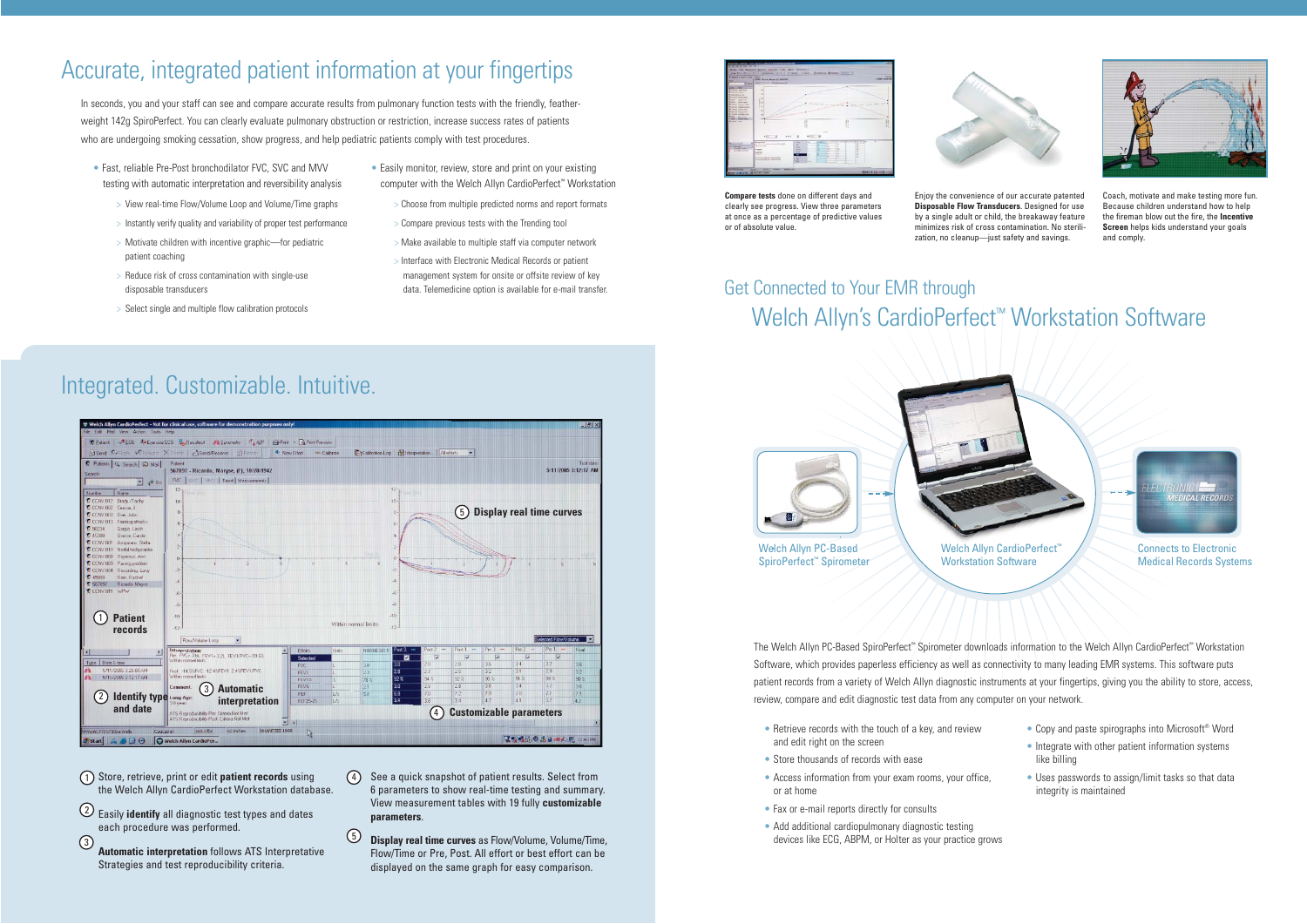# Accurate, integrated patient information at your fingertips

In seconds, you and your staff can see and compare accurate results from pulmonary function tests with the friendly, featherweight 142g SpiroPerfect. You can clearly evaluate pulmonary obstruction or restriction, increase success rates of patients who are undergoing smoking cessation, show progress, and help pediatric patients comply with test procedures.

- Fast, reliable Pre-Post bronchodilator FVC, SVC and MVV testing with automatic interpretation and reversibility analysis
  - View real-time Flow/Volume Loop and Volume/Time graphs
  - Instantly verify quality and variability of proper test performance
  - Motivate children with incentive graphic—for pediatric patient coaching
  - Reduce risk of cross contamination with single-use disposable transducers
  - Select single and multiple flow calibration protocols
- Easily monitor, review, store and print on your existing computer with the Welch Allyn CardioPerfect™ Workstation
  - Choose from multiple predicted norms and report formats
  - Compare previous tests with the Trending tool
  - Make available to multiple staff via computer network
  - Interface with Electronic Medical Records or patient management system for onsite or offsite review of key data. Telemedicine option is available for e-mail transfer.

**Compare tests** done on different days and clearly see progress. View three parameters at once as a percentage of predictive values or of absolute value.

Enjoy the convenience of our accurate patented **Disposable Flow Transducers**. Designed for use by a single adult or child, the breakaway feature minimizes risk of cross contamination. No sterilization, no cleanup—just safety and savings.

Coach, motivate and make testing more fun. Because children understand how to help the fireman blow out the fire, the **Incentive Screen** helps kids understand your goals and comply.

## Integrated. Customizable. Intuitive.

1 Patient records

2 Identify type and date

3 Automatic interpretation

4 Customizable parameters

5 Display real time curves

1. Store, retrieve, print or edit **patient records** using the Welch Allyn CardioPerfect Workstation database.
2. Easily **identify** all diagnostic test types and dates each procedure was performed.
3. **Automatic interpretation** follows ATS Interpretative Strategies and test reproducibility criteria.
4. See a quick snapshot of patient results. Select from 6 parameters to show real-time testing and summary. View measurement tables with 19 fully **customizable parameters**.
5. **Display real time curves** as Flow/Volume, Volume/Time, Flow/Time or Pre, Post. All effort or best effort can be displayed on the same graph for easy comparison.

## Get Connected to Your EMR through Welch Allyn's CardioPerfect™ Workstation Software

Welch Allyn PC-Based SpiroPerfect™ Spirometer

Welch Allyn CardioPerfect™ Workstation Software

Connects to Electronic Medical Records Systems

The Welch Allyn PC-Based SpiroPerfect™ Spirometer downloads information to the Welch Allyn CardioPerfect™ Workstation Software, which provides paperless efficiency as well as connectivity to many leading EMR systems. This software puts patient records from a variety of Welch Allyn diagnostic instruments at your fingertips, giving you the ability to store, access, review, compare and edit diagnostic test data from any computer on your network.

- Retrieve records with the touch of a key, and review and edit right on the screen
- Store thousands of records with ease
- Access information from your exam rooms, your office, or at home
- Fax or e-mail reports directly for consults
- Add additional cardiopulmonary diagnostic testing devices like ECG, ABPM, or Holter as your practice grows
- Copy and paste spirographs into Microsoft® Word
- Integrate with other patient information systems like billing
- Uses passwords to assign/limit tasks so that data integrity is maintained